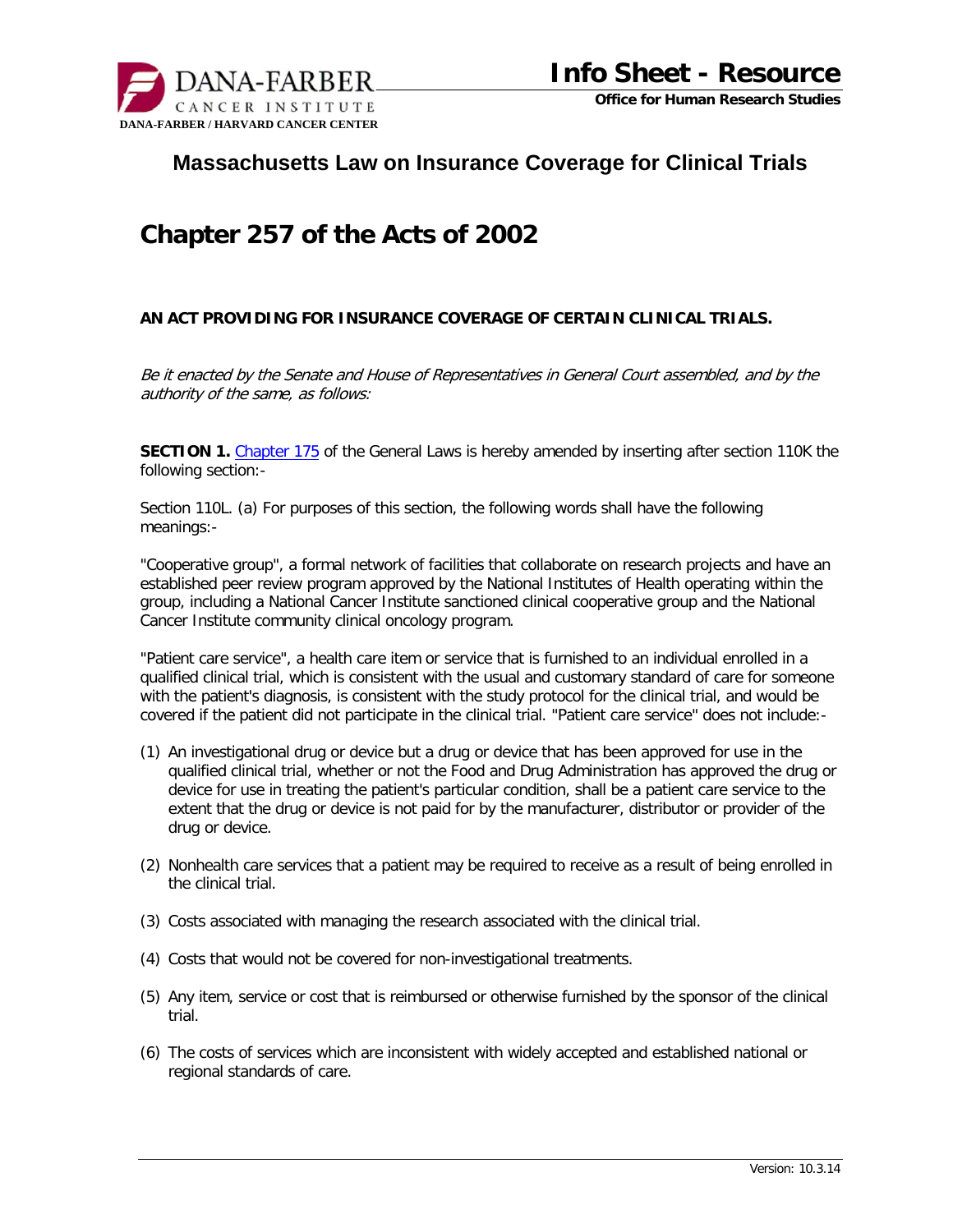# Massachusetts Law on Insurance Coverage for Clinical Trials

## Chapter 257 of the Acts of 2002

**AN ACT PROVIDING FOR INSURANCE COVERAGE OF CERTAIN CLINICAL TRIALS.**

*Be it enacted by the Senate and House of Representatives in General Court assembled, and by the authority of the same, as follows:*

**SECTION 1.** Chapter 175 of the General Laws is hereby amended by inserting after section 110K the following section:-

Section 110L. (a) For purposes of this section, the following words shall have the following meanings:-

"Cooperative group", a formal network of facilities that collaborate on research projects and have an established peer review program approved by the National Institutes of Health operating within the group, including a National Cancer Institute sanctioned clinical cooperative group and the National Cancer Institute community clinical oncology program.

"Patient care service", a health care item or service that is furnished to an individual enrolled in a qualified clinical trial, which is consistent with the usual and customary standard of care for someone with the patient's diagnosis, is consistent with the study protocol for the clinical trial, and would be covered if the patient did not participate in the clinical trial. "Patient care service" does not include:-

(1) An investigational drug or device but a drug or device that has been approved for use in the qualified clinical trial, whether or not the Food and Drug Administration has approved the drug or device for use in treating the patient's particular condition, shall be a patient care service to the extent that the drug or device is not paid for by the manufacturer, distributor or provider of the drug or device.

(2) Nonhealth care services that a patient may be required to receive as a result of being enrolled in the clinical trial.

(3) Costs associated with managing the research associated with the clinical trial.

(4) Costs that would not be covered for non-investigational treatments.

(5) Any item, service or cost that is reimbursed or otherwise furnished by the sponsor of the clinical trial.

(6) The costs of services which are inconsistent with widely accepted and established national or regional standards of care.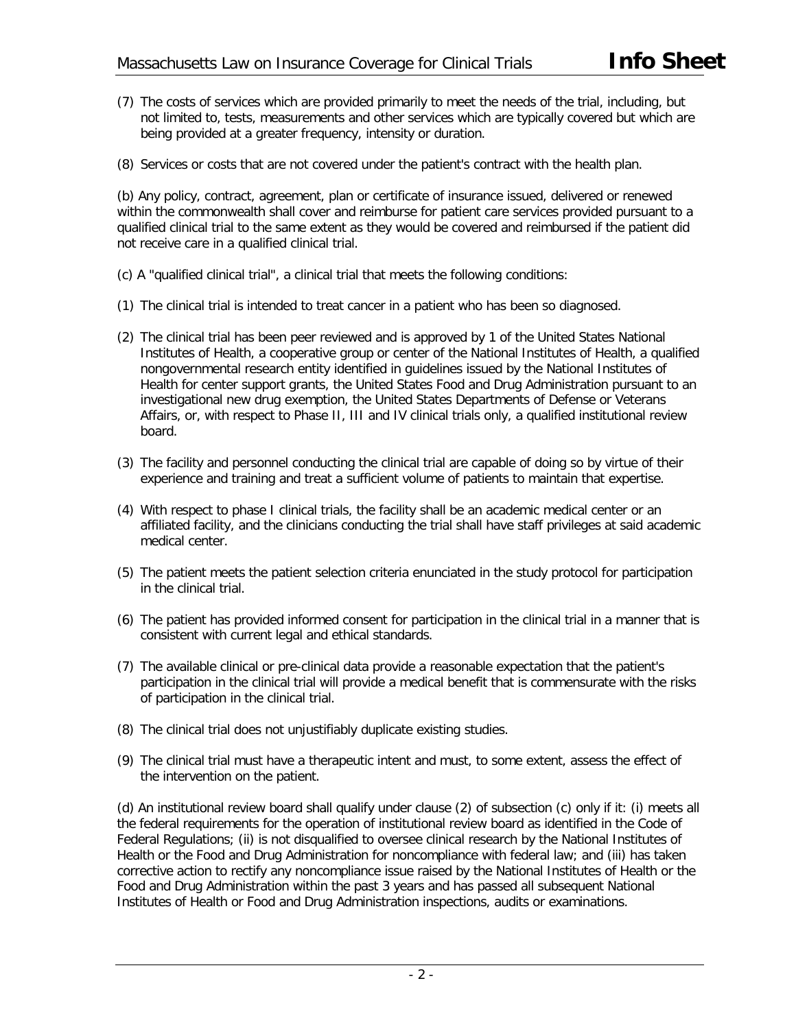(7) The costs of services which are provided primarily to meet the needs of the trial, including, but not limited to, tests, measurements and other services which are typically covered but which are being provided at a greater frequency, intensity or duration.

(8) Services or costs that are not covered under the patient's contract with the health plan.

(b) Any policy, contract, agreement, plan or certificate of insurance issued, delivered or renewed within the commonwealth shall cover and reimburse for patient care services provided pursuant to a qualified clinical trial to the same extent as they would be covered and reimbursed if the patient did not receive care in a qualified clinical trial.

(c) A "qualified clinical trial", a clinical trial that meets the following conditions:

(1) The clinical trial is intended to treat cancer in a patient who has been so diagnosed.

(2) The clinical trial has been peer reviewed and is approved by 1 of the United States National Institutes of Health, a cooperative group or center of the National Institutes of Health, a qualified nongovernmental research entity identified in guidelines issued by the National Institutes of Health for center support grants, the United States Food and Drug Administration pursuant to an investigational new drug exemption, the United States Departments of Defense or Veterans Affairs, or, with respect to Phase II, III and IV clinical trials only, a qualified institutional review board.

(3) The facility and personnel conducting the clinical trial are capable of doing so by virtue of their experience and training and treat a sufficient volume of patients to maintain that expertise.

(4) With respect to phase I clinical trials, the facility shall be an academic medical center or an affiliated facility, and the clinicians conducting the trial shall have staff privileges at said academic medical center.

(5) The patient meets the patient selection criteria enunciated in the study protocol for participation in the clinical trial.

(6) The patient has provided informed consent for participation in the clinical trial in a manner that is consistent with current legal and ethical standards.

(7) The available clinical or pre-clinical data provide a reasonable expectation that the patient's participation in the clinical trial will provide a medical benefit that is commensurate with the risks of participation in the clinical trial.

(8) The clinical trial does not unjustifiably duplicate existing studies.

(9) The clinical trial must have a therapeutic intent and must, to some extent, assess the effect of the intervention on the patient.

(d) An institutional review board shall qualify under clause (2) of subsection (c) only if it: (i) meets all the federal requirements for the operation of institutional review board as identified in the Code of Federal Regulations; (ii) is not disqualified to oversee clinical research by the National Institutes of Health or the Food and Drug Administration for noncompliance with federal law; and (iii) has taken corrective action to rectify any noncompliance issue raised by the National Institutes of Health or the Food and Drug Administration within the past 3 years and has passed all subsequent National Institutes of Health or Food and Drug Administration inspections, audits or examinations.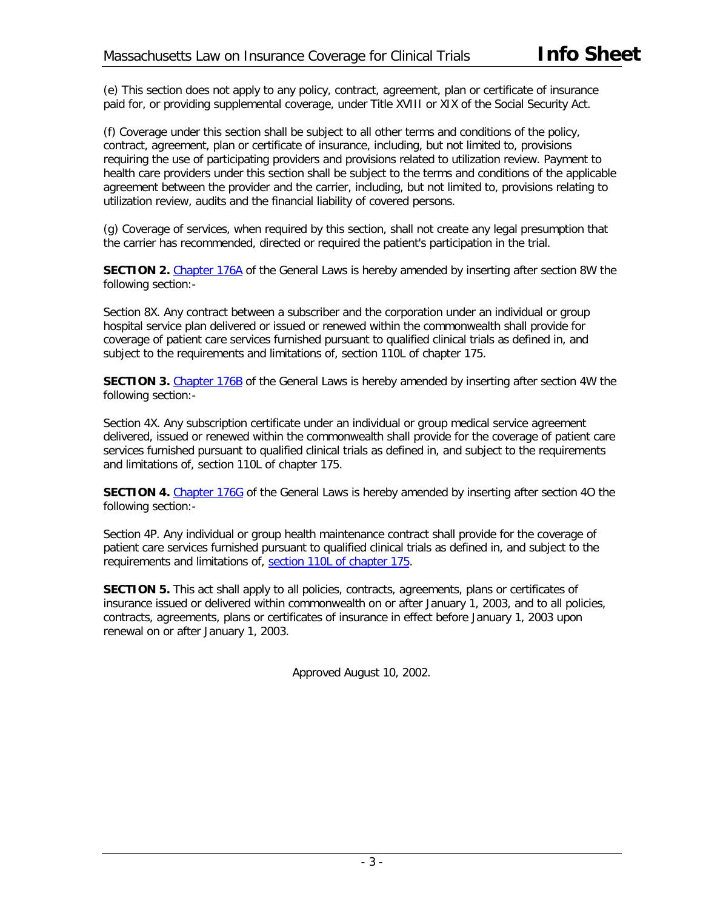(e) This section does not apply to any policy, contract, agreement, plan or certificate of insurance paid for, or providing supplemental coverage, under Title XVIII or XIX of the Social Security Act.

(f) Coverage under this section shall be subject to all other terms and conditions of the policy, contract, agreement, plan or certificate of insurance, including, but not limited to, provisions requiring the use of participating providers and provisions related to utilization review. Payment to health care providers under this section shall be subject to the terms and conditions of the applicable agreement between the provider and the carrier, including, but not limited to, provisions relating to utilization review, audits and the financial liability of covered persons.

(g) Coverage of services, when required by this section, shall not create any legal presumption that the carrier has recommended, directed or required the patient's participation in the trial.

**SECTION 2.** Chapter 176A of the General Laws is hereby amended by inserting after section 8W the following section:-

Section 8X. Any contract between a subscriber and the corporation under an individual or group hospital service plan delivered or issued or renewed within the commonwealth shall provide for coverage of patient care services furnished pursuant to qualified clinical trials as defined in, and subject to the requirements and limitations of, section 110L of chapter 175.

**SECTION 3.** Chapter 176B of the General Laws is hereby amended by inserting after section 4W the following section:-

Section 4X. Any subscription certificate under an individual or group medical service agreement delivered, issued or renewed within the commonwealth shall provide for the coverage of patient care services furnished pursuant to qualified clinical trials as defined in, and subject to the requirements and limitations of, section 110L of chapter 175.

**SECTION 4.** Chapter 176G of the General Laws is hereby amended by inserting after section 4O the following section:-

Section 4P. Any individual or group health maintenance contract shall provide for the coverage of patient care services furnished pursuant to qualified clinical trials as defined in, and subject to the requirements and limitations of, section 110L of chapter 175.

**SECTION 5.** This act shall apply to all policies, contracts, agreements, plans or certificates of insurance issued or delivered within commonwealth on or after January 1, 2003, and to all policies, contracts, agreements, plans or certificates of insurance in effect before January 1, 2003 upon renewal on or after January 1, 2003.

Approved August 10, 2002.